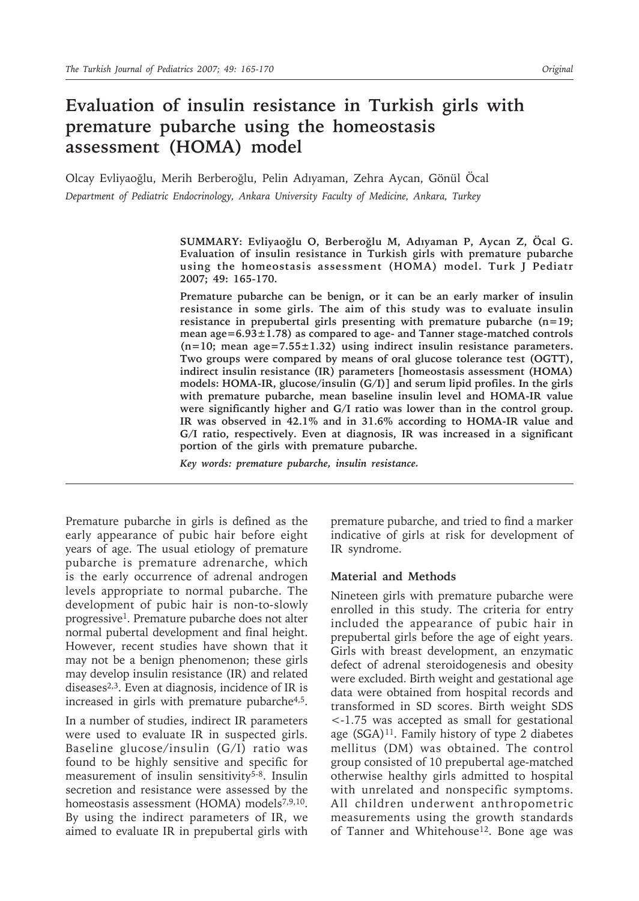# Evaluation of insulin resistance in Turkish girls with premature pubarche using the homeostasis assessment (HOMA) model

Olcay Evliyaoğlu, Merih Berberoğlu, Pelin Adıyaman, Zehra Aycan, Gönül Öcal

*Department of Pediatric Endocrinology, Ankara University Faculty of Medicine, Ankara, Turkey*

**SUMMARY: Evliyaoğlu O, Berberoğlu M, Adıyaman P, Aycan Z, Öcal G. Evaluation of insulin resistance in Turkish girls with premature pubarche using the homeostasis assessment (HOMA) model. Turk J Pediatr 2007; 49: 165-170.**

**Premature pubarche can be benign, or it can be an early marker of insulin resistance in some girls. The aim of this study was to evaluate insulin resistance in prepubertal girls presenting with premature pubarche (n=19; mean age=6.93±1.78) as compared to age- and Tanner stage-matched controls (n=10; mean age=7.55±1.32) using indirect insulin resistance parameters. Two groups were compared by means of oral glucose tolerance test (OGTT), indirect insulin resistance (IR) parameters [homeostasis assessment (HOMA) models: HOMA-IR, glucose/insulin (G/I)] and serum lipid profiles. In the girls with premature pubarche, mean baseline insulin level and HOMA-IR value were significantly higher and G/I ratio was lower than in the control group. IR was observed in 42.1% and in 31.6% according to HOMA-IR value and G/I ratio, respectively. Even at diagnosis, IR was increased in a significant portion of the girls with premature pubarche.**

***Key words: premature pubarche, insulin resistance.***

Premature pubarche in girls is defined as the early appearance of pubic hair before eight years of age. The usual etiology of premature pubarche is premature adrenarche, which is the early occurrence of adrenal androgen levels appropriate to normal pubarche. The development of pubic hair is non-to-slowly progressive[1]. Premature pubarche does not alter normal pubertal development and final height. However, recent studies have shown that it may not be a benign phenomenon; these girls may develop insulin resistance (IR) and related diseases[2,3]. Even at diagnosis, incidence of IR is increased in girls with premature pubarche[4,5].

In a number of studies, indirect IR parameters were used to evaluate IR in suspected girls. Baseline glucose/insulin (G/I) ratio was found to be highly sensitive and specific for measurement of insulin sensitivity[5-8]. Insulin secretion and resistance were assessed by the homeostasis assessment (HOMA) models[7,9,10]. By using the indirect parameters of IR, we aimed to evaluate IR in prepubertal girls with premature pubarche, and tried to find a marker indicative of girls at risk for development of IR syndrome.

## Material and Methods

Nineteen girls with premature pubarche were enrolled in this study. The criteria for entry included the appearance of pubic hair in prepubertal girls before the age of eight years. Girls with breast development, an enzymatic defect of adrenal steroidogenesis and obesity were excluded. Birth weight and gestational age data were obtained from hospital records and transformed in SD scores. Birth weight SDS <-1.75 was accepted as small for gestational age (SGA)[11]. Family history of type 2 diabetes mellitus (DM) was obtained. The control group consisted of 10 prepubertal age-matched otherwise healthy girls admitted to hospital with unrelated and nonspecific symptoms. All children underwent anthropometric measurements using the growth standards of Tanner and Whitehouse[12]. Bone age was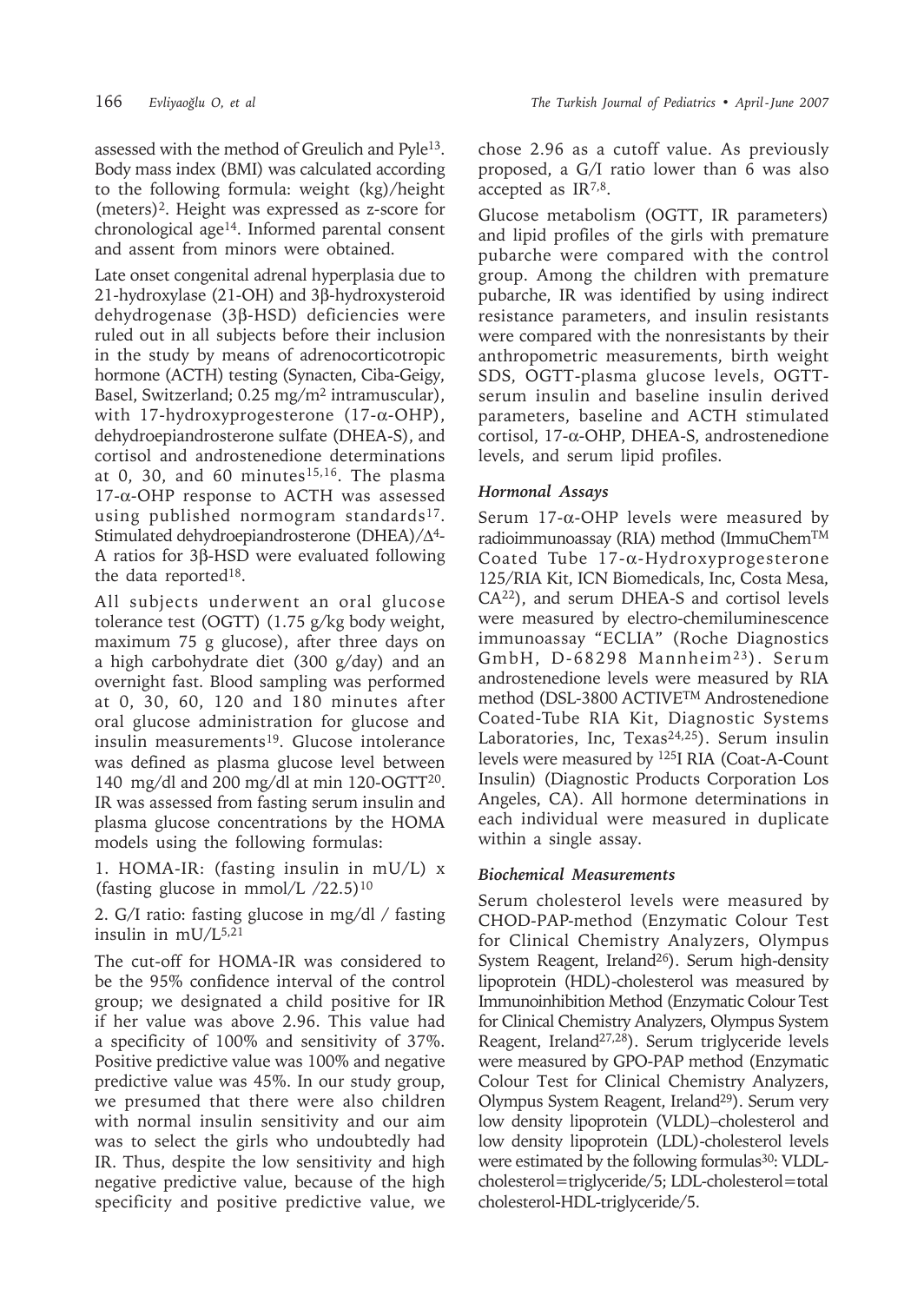assessed with the method of Greulich and Pyle[13]. Body mass index (BMI) was calculated according to the following formula: weight (kg)/height (meters)$^2$. Height was expressed as z-score for chronological age[14]. Informed parental consent and assent from minors were obtained.

Late onset congenital adrenal hyperplasia due to 21-hydroxylase (21-OH) and 3β-hydroxysteroid dehydrogenase (3β-HSD) deficiencies were ruled out in all subjects before their inclusion in the study by means of adrenocorticotropic hormone (ACTH) testing (Synacten, Ciba-Geigy, Basel, Switzerland; 0.25 mg/m$^2$ intramuscular), with 17-hydroxyprogesterone (17-α-OHP), dehydroepiandrosterone sulfate (DHEA-S), and cortisol and androstenedione determinations at 0, 30, and 60 minutes[15,16]. The plasma 17-α-OHP response to ACTH was assessed using published normogram standards[17]. Stimulated dehydroepiandrosterone (DHEA)/$\Delta^4$-A ratios for 3β-HSD were evaluated following the data reported[18].

All subjects underwent an oral glucose tolerance test (OGTT) (1.75 g/kg body weight, maximum 75 g glucose), after three days on a high carbohydrate diet (300 g/day) and an overnight fast. Blood sampling was performed at 0, 30, 60, 120 and 180 minutes after oral glucose administration for glucose and insulin measurements[19]. Glucose intolerance was defined as plasma glucose level between 140 mg/dl and 200 mg/dl at min 120-OGTT[20]. IR was assessed from fasting serum insulin and plasma glucose concentrations by the HOMA models using the following formulas:

1. HOMA-IR: (fasting insulin in mU/L) x (fasting glucose in mmol/L /22.5)[10]

2. G/I ratio: fasting glucose in mg/dl / fasting insulin in mU/L[5,21]

The cut-off for HOMA-IR was considered to be the 95% confidence interval of the control group; we designated a child positive for IR if her value was above 2.96. This value had a specificity of 100% and sensitivity of 37%. Positive predictive value was 100% and negative predictive value was 45%. In our study group, we presumed that there were also children with normal insulin sensitivity and our aim was to select the girls who undoubtedly had IR. Thus, despite the low sensitivity and high negative predictive value, because of the high specificity and positive predictive value, we chose 2.96 as a cutoff value. As previously proposed, a G/I ratio lower than 6 was also accepted as IR[7,8].

Glucose metabolism (OGTT, IR parameters) and lipid profiles of the girls with premature pubarche were compared with the control group. Among the children with premature pubarche, IR was identified by using indirect resistance parameters, and insulin resistants were compared with the nonresistants by their anthropometric measurements, birth weight SDS, OGTT-plasma glucose levels, OGTT-serum insulin and baseline insulin derived parameters, baseline and ACTH stimulated cortisol, 17-α-OHP, DHEA-S, androstenedione levels, and serum lipid profiles.

### *Hormonal Assays*

Serum 17-α-OHP levels were measured by radioimmunoassay (RIA) method (ImmuChem™ Coated Tube 17-α-Hydroxyprogesterone 125/RIA Kit, ICN Biomedicals, Inc, Costa Mesa, CA[22]), and serum DHEA-S and cortisol levels were measured by electro-chemiluminescence immunoassay "ECLIA" (Roche Diagnostics GmbH, D-68298 Mannheim[23]). Serum androstenedione levels were measured by RIA method (DSL-3800 ACTIVE™ Androstenedione Coated-Tube RIA Kit, Diagnostic Systems Laboratories, Inc, Texas[24,25]). Serum insulin levels were measured by $^{125}$I RIA (Coat-A-Count Insulin) (Diagnostic Products Corporation Los Angeles, CA). All hormone determinations in each individual were measured in duplicate within a single assay.

### *Biochemical Measurements*

Serum cholesterol levels were measured by CHOD-PAP-method (Enzymatic Colour Test for Clinical Chemistry Analyzers, Olympus System Reagent, Ireland[26]). Serum high-density lipoprotein (HDL)-cholesterol was measured by Immunoinhibition Method (Enzymatic Colour Test for Clinical Chemistry Analyzers, Olympus System Reagent, Ireland[27,28]). Serum triglyceride levels were measured by GPO-PAP method (Enzymatic Colour Test for Clinical Chemistry Analyzers, Olympus System Reagent, Ireland[29]). Serum very low density lipoprotein (VLDL)–cholesterol and low density lipoprotein (LDL)-cholesterol levels were estimated by the following formulas[30]: VLDL-cholesterol=triglyceride/5; LDL-cholesterol=total cholesterol-HDL-triglyceride/5.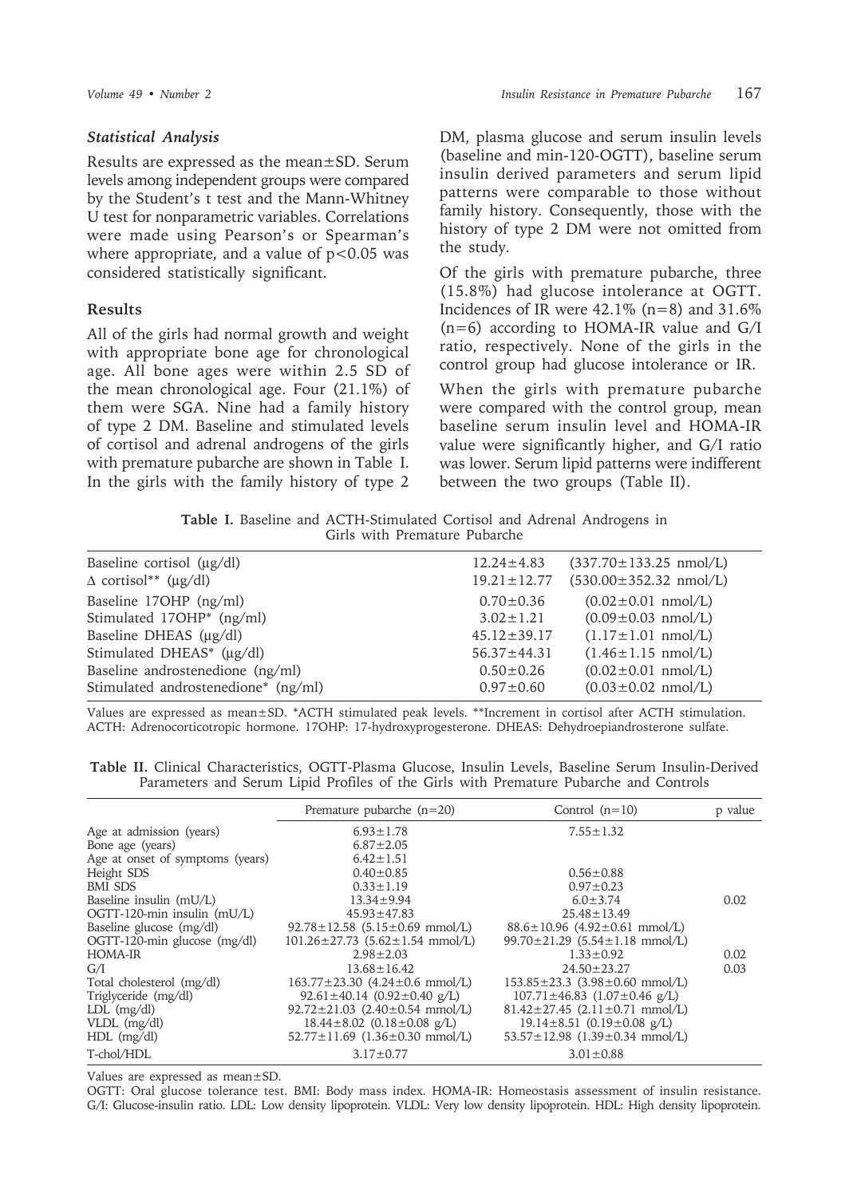### *Statistical Analysis*

Results are expressed as the mean±SD. Serum levels among independent groups were compared by the Student's t test and the Mann-Whitney U test for nonparametric variables. Correlations were made using Pearson's or Spearman's where appropriate, and a value of $p<0.05$ was considered statistically significant.

### Results

All of the girls had normal growth and weight with appropriate bone age for chronological age. All bone ages were within 2.5 SD of the mean chronological age. Four (21.1%) of them were SGA. Nine had a family history of type 2 DM. Baseline and stimulated levels of cortisol and adrenal androgens of the girls with premature pubarche are shown in Table I. In the girls with the family history of type 2 DM, plasma glucose and serum insulin levels (baseline and min-120-OGTT), baseline serum insulin derived parameters and serum lipid patterns were comparable to those without family history. Consequently, those with the history of type 2 DM were not omitted from the study.

Of the girls with premature pubarche, three (15.8%) had glucose intolerance at OGTT. Incidences of IR were 42.1% (n=8) and 31.6% (n=6) according to HOMA-IR value and G/I ratio, respectively. None of the girls in the control group had glucose intolerance or IR.

When the girls with premature pubarche were compared with the control group, mean baseline serum insulin level and HOMA-IR value were significantly higher, and G/I ratio was lower. Serum lipid patterns were indifferent between the two groups (Table II).

**Table I.** Baseline and ACTH-Stimulated Cortisol and Adrenal Androgens in Girls with Premature Pubarche

| | | |
|---|---|---|
| Baseline cortisol (μg/dl) | 12.24±4.83 | (337.70±133.25 nmol/L) |
| Δ cortisol** (μg/dl) | 19.21±12.77 | (530.00±352.32 nmol/L) |
| Baseline 17OHP (ng/ml) | 0.70±0.36 | (0.02±0.01 nmol/L) |
| Stimulated 17OHP* (ng/ml) | 3.02±1.21 | (0.09±0.03 nmol/L) |
| Baseline DHEAS (μg/dl) | 45.12±39.17 | (1.17±1.01 nmol/L) |
| Stimulated DHEAS* (μg/dl) | 56.37±44.31 | (1.46±1.15 nmol/L) |
| Baseline androstenedione (ng/ml) | 0.50±0.26 | (0.02±0.01 nmol/L) |
| Stimulated androstenedione* (ng/ml) | 0.97±0.60 | (0.03±0.02 nmol/L) |

Values are expressed as mean±SD. *ACTH stimulated peak levels. **Increment in cortisol after ACTH stimulation. ACTH: Adrenocorticotropic hormone. 17OHP: 17-hydroxyprogesterone. DHEAS: Dehydroepiandrosterone sulfate.

**Table II.** Clinical Characteristics, OGTT-Plasma Glucose, Insulin Levels, Baseline Serum Insulin-Derived Parameters and Serum Lipid Profiles of the Girls with Premature Pubarche and Controls

| | Premature pubarche (n=20) | Control (n=10) | p value |
|---|---|---|---|
| Age at admission (years) | 6.93±1.78 | 7.55±1.32 | |
| Bone age (years) | 6.87±2.05 | | |
| Age at onset of symptoms (years) | 6.42±1.51 | | |
| Height SDS | 0.40±0.85 | 0.56±0.88 | |
| BMI SDS | 0.33±1.19 | 0.97±0.23 | |
| Baseline insulin (mU/L) | 13.34±9.94 | 6.0±3.74 | 0.02 |
| OGTT-120-min insulin (mU/L) | 45.93±47.83 | 25.48±13.49 | |
| Baseline glucose (mg/dl) | 92.78±12.58 (5.15±0.69 mmol/L) | 88.6±10.96 (4.92±0.61 mmol/L) | |
| OGTT-120-min glucose (mg/dl) | 101.26±27.73 (5.62±1.54 mmol/L) | 99.70±21.29 (5.54±1.18 mmol/L) | |
| HOMA-IR | 2.98±2.03 | 1.33±0.92 | 0.02 |
| G/I | 13.68±16.42 | 24.50±23.27 | 0.03 |
| Total cholesterol (mg/dl) | 163.77±23.30 (4.24±0.6 mmol/L) | 153.85±23.3 (3.98±0.60 mmol/L) | |
| Triglyceride (mg/dl) | 92.61±40.14 (0.92±0.40 g/L) | 107.71±46.83 (1.07±0.46 g/L) | |
| LDL (mg/dl) | 92.72±21.03 (2.40±0.54 mmol/L) | 81.42±27.45 (2.11±0.71 mmol/L) | |
| VLDL (mg/dl) | 18.44±8.02 (0.18±0.08 g/L) | 19.14±8.51 (0.19±0.08 g/L) | |
| HDL (mg/dl) | 52.77±11.69 (1.36±0.30 mmol/L) | 53.57±12.98 (1.39±0.34 mmol/L) | |
| T-chol/HDL | 3.17±0.77 | 3.01±0.88 | |

Values are expressed as mean±SD.
OGTT: Oral glucose tolerance test. BMI: Body mass index. HOMA-IR: Homeostasis assessment of insulin resistance. G/I: Glucose-insulin ratio. LDL: Low density lipoprotein. VLDL: Very low density lipoprotein. HDL: High density lipoprotein.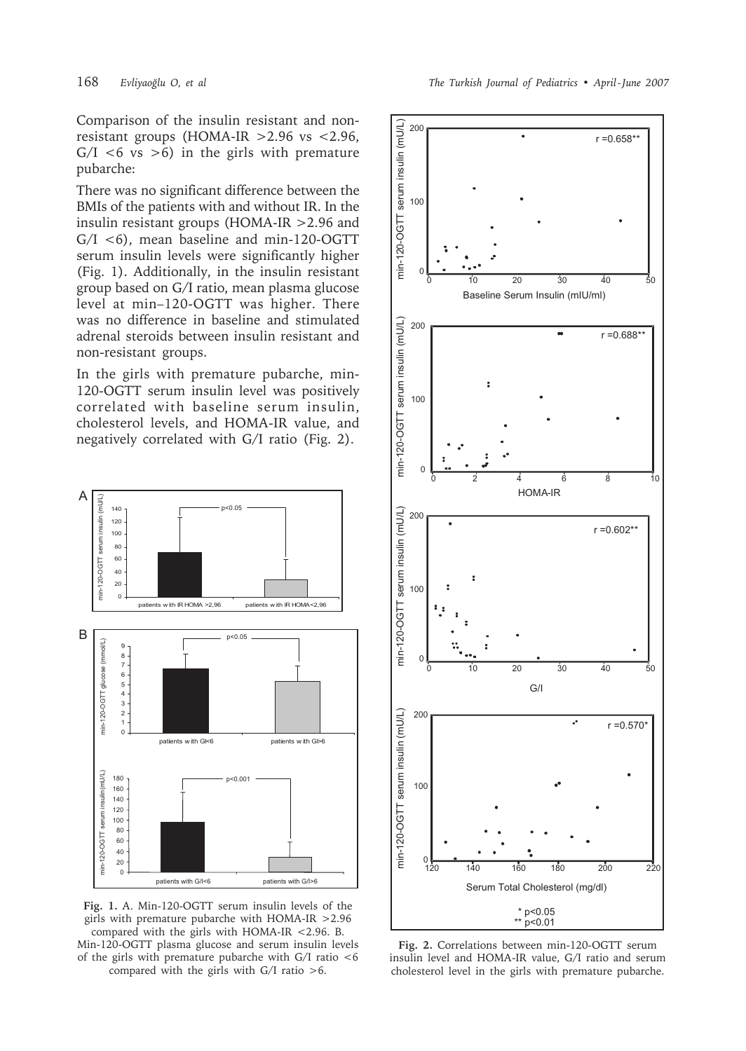Comparison of the insulin resistant and non-resistant groups (HOMA-IR >2.96 vs <2.96, G/I <6 vs >6) in the girls with premature pubarche:

There was no significant difference between the BMIs of the patients with and without IR. In the insulin resistant groups (HOMA-IR >2.96 and G/I <6), mean baseline and min-120-OGTT serum insulin levels were significantly higher (Fig. 1). Additionally, in the insulin resistant group based on G/I ratio, mean plasma glucose level at min–120-OGTT was higher. There was no difference in baseline and stimulated adrenal steroids between insulin resistant and non-resistant groups.

In the girls with premature pubarche, min-120-OGTT serum insulin level was positively correlated with baseline serum insulin, cholesterol levels, and HOMA-IR value, and negatively correlated with G/I ratio (Fig. 2).

**Fig. 1.** A. Min-120-OGTT serum insulin levels of the girls with premature pubarche with HOMA-IR >2.96 compared with the girls with HOMA-IR <2.96. B. Min-120-OGTT plasma glucose and serum insulin levels of the girls with premature pubarche with G/I ratio <6 compared with the girls with G/I ratio >6.

**Fig. 2.** Correlations between min-120-OGTT serum insulin level and HOMA-IR value, G/I ratio and serum cholesterol level in the girls with premature pubarche.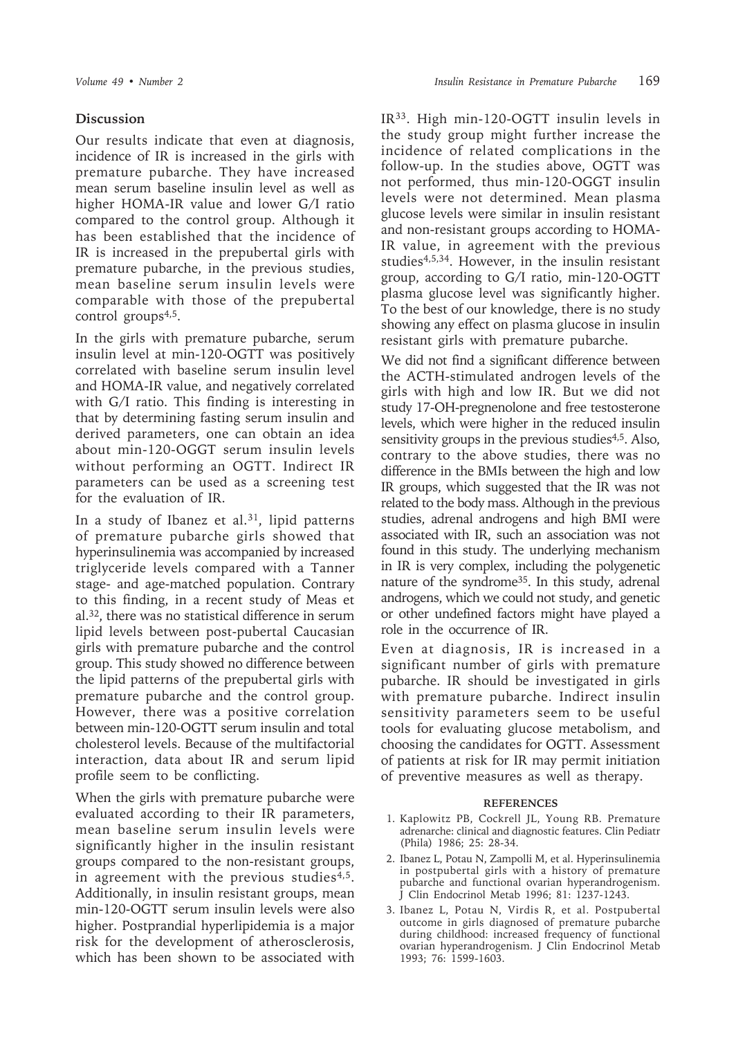## Discussion

Our results indicate that even at diagnosis, incidence of IR is increased in the girls with premature pubarche. They have increased mean serum baseline insulin level as well as higher HOMA-IR value and lower G/I ratio compared to the control group. Although it has been established that the incidence of IR is increased in the prepubertal girls with premature pubarche, in the previous studies, mean baseline serum insulin levels were comparable with those of the prepubertal control groups[4,5].

In the girls with premature pubarche, serum insulin level at min-120-OGTT was positively correlated with baseline serum insulin level and HOMA-IR value, and negatively correlated with G/I ratio. This finding is interesting in that by determining fasting serum insulin and derived parameters, one can obtain an idea about min-120-OGGT serum insulin levels without performing an OGTT. Indirect IR parameters can be used as a screening test for the evaluation of IR.

In a study of Ibanez et al.[31], lipid patterns of premature pubarche girls showed that hyperinsulinemia was accompanied by increased triglyceride levels compared with a Tanner stage- and age-matched population. Contrary to this finding, in a recent study of Meas et al.[32], there was no statistical difference in serum lipid levels between post-pubertal Caucasian girls with premature pubarche and the control group. This study showed no difference between the lipid patterns of the prepubertal girls with premature pubarche and the control group. However, there was a positive correlation between min-120-OGTT serum insulin and total cholesterol levels. Because of the multifactorial interaction, data about IR and serum lipid profile seem to be conflicting.

When the girls with premature pubarche were evaluated according to their IR parameters, mean baseline serum insulin levels were significantly higher in the insulin resistant groups compared to the non-resistant groups, in agreement with the previous studies[4,5]. Additionally, in insulin resistant groups, mean min-120-OGTT serum insulin levels were also higher. Postprandial hyperlipidemia is a major risk for the development of atherosclerosis, which has been shown to be associated with IR[33]. High min-120-OGTT insulin levels in the study group might further increase the incidence of related complications in the follow-up. In the studies above, OGTT was not performed, thus min-120-OGGT insulin levels were not determined. Mean plasma glucose levels were similar in insulin resistant and non-resistant groups according to HOMA-IR value, in agreement with the previous studies[4,5,34]. However, in the insulin resistant group, according to G/I ratio, min-120-OGTT plasma glucose level was significantly higher. To the best of our knowledge, there is no study showing any effect on plasma glucose in insulin resistant girls with premature pubarche.

We did not find a significant difference between the ACTH-stimulated androgen levels of the girls with high and low IR. But we did not study 17-OH-pregnenolone and free testosterone levels, which were higher in the reduced insulin sensitivity groups in the previous studies[4,5]. Also, contrary to the above studies, there was no difference in the BMIs between the high and low IR groups, which suggested that the IR was not related to the body mass. Although in the previous studies, adrenal androgens and high BMI were associated with IR, such an association was not found in this study. The underlying mechanism in IR is very complex, including the polygenetic nature of the syndrome[35]. In this study, adrenal androgens, which we could not study, and genetic or other undefined factors might have played a role in the occurrence of IR.

Even at diagnosis, IR is increased in a significant number of girls with premature pubarche. IR should be investigated in girls with premature pubarche. Indirect insulin sensitivity parameters seem to be useful tools for evaluating glucose metabolism, and choosing the candidates for OGTT. Assessment of patients at risk for IR may permit initiation of preventive measures as well as therapy.

### REFERENCES

1. Kaplowitz PB, Cockrell JL, Young RB. Premature adrenarche: clinical and diagnostic features. Clin Pediatr (Phila) 1986; 25: 28-34.
2. Ibanez L, Potau N, Zampolli M, et al. Hyperinsulinemia in postpubertal girls with a history of premature pubarche and functional ovarian hyperandrogenism. J Clin Endocrinol Metab 1996; 81: 1237-1243.
3. Ibanez L, Potau N, Virdis R, et al. Postpubertal outcome in girls diagnosed of premature pubarche during childhood: increased frequency of functional ovarian hyperandrogenism. J Clin Endocrinol Metab 1993; 76: 1599-1603.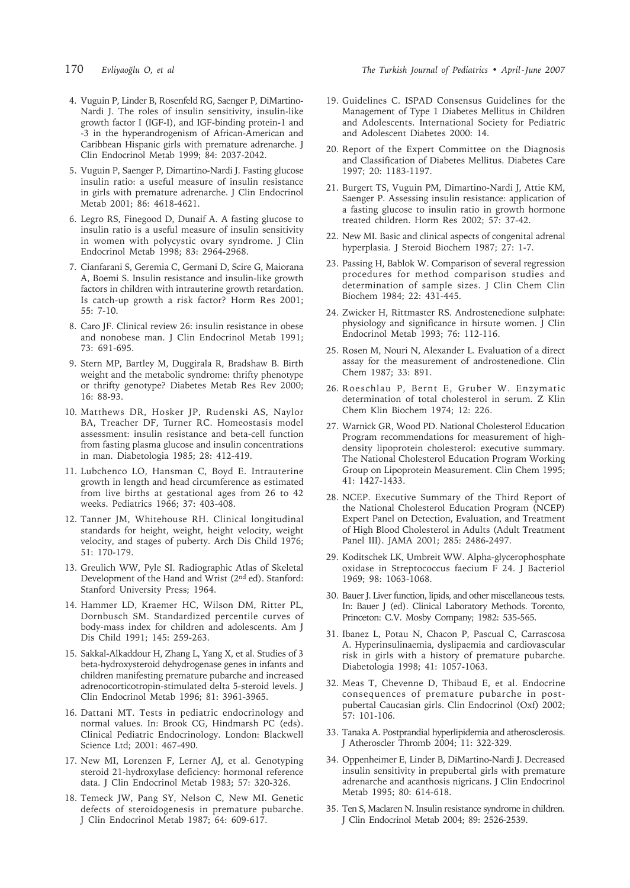4. Vuguin P, Linder B, Rosenfeld RG, Saenger P, DiMartino-Nardi J. The roles of insulin sensitivity, insulin-like growth factor I (IGF-I), and IGF-binding protein-1 and -3 in the hyperandrogenism of African-American and Caribbean Hispanic girls with premature adrenarche. J Clin Endocrinol Metab 1999; 84: 2037-2042.
5. Vuguin P, Saenger P, Dimartino-Nardi J. Fasting glucose insulin ratio: a useful measure of insulin resistance in girls with premature adrenarche. J Clin Endocrinol Metab 2001; 86: 4618-4621.
6. Legro RS, Finegood D, Dunaif A. A fasting glucose to insulin ratio is a useful measure of insulin sensitivity in women with polycystic ovary syndrome. J Clin Endocrinol Metab 1998; 83: 2964-2968.
7. Cianfarani S, Geremia C, Germani D, Scire G, Maiorana A, Boemi S. Insulin resistance and insulin-like growth factors in children with intrauterine growth retardation. Is catch-up growth a risk factor? Horm Res 2001; 55: 7-10.
8. Caro JF. Clinical review 26: insulin resistance in obese and nonobese man. J Clin Endocrinol Metab 1991; 73: 691-695.
9. Stern MP, Bartley M, Duggirala R, Bradshaw B. Birth weight and the metabolic syndrome: thrifty phenotype or thrifty genotype? Diabetes Metab Res Rev 2000; 16: 88-93.
10. Matthews DR, Hosker JP, Rudenski AS, Naylor BA, Treacher DF, Turner RC. Homeostasis model assessment: insulin resistance and beta-cell function from fasting plasma glucose and insulin concentrations in man. Diabetologia 1985; 28: 412-419.
11. Lubchenco LO, Hansman C, Boyd E. Intrauterine growth in length and head circumference as estimated from live births at gestational ages from 26 to 42 weeks. Pediatrics 1966; 37: 403-408.
12. Tanner JM, Whitehouse RH. Clinical longitudinal standards for height, weight, height velocity, weight velocity, and stages of puberty. Arch Dis Child 1976; 51: 170-179.
13. Greulich WW, Pyle SI. Radiographic Atlas of Skeletal Development of the Hand and Wrist (2nd ed). Stanford: Stanford University Press; 1964.
14. Hammer LD, Kraemer HC, Wilson DM, Ritter PL, Dornbusch SM. Standardized percentile curves of body-mass index for children and adolescents. Am J Dis Child 1991; 145: 259-263.
15. Sakkal-Alkaddour H, Zhang L, Yang X, et al. Studies of 3 beta-hydroxysteroid dehydrogenase genes in infants and children manifesting premature pubarche and increased adrenocorticotropin-stimulated delta 5-steroid levels. J Clin Endocrinol Metab 1996; 81: 3961-3965.
16. Dattani MT. Tests in pediatric endocrinology and normal values. In: Brook CG, Hindmarsh PC (eds). Clinical Pediatric Endocrinology. London: Blackwell Science Ltd; 2001: 467-490.
17. New MI, Lorenzen F, Lerner AJ, et al. Genotyping steroid 21-hydroxylase deficiency: hormonal reference data. J Clin Endocrinol Metab 1983; 57: 320-326.
18. Temeck JW, Pang SY, Nelson C, New MI. Genetic defects of steroidogenesis in premature pubarche. J Clin Endocrinol Metab 1987; 64: 609-617.
19. Guidelines C. ISPAD Consensus Guidelines for the Management of Type 1 Diabetes Mellitus in Children and Adolescents. International Society for Pediatric and Adolescent Diabetes 2000: 14.
20. Report of the Expert Committee on the Diagnosis and Classification of Diabetes Mellitus. Diabetes Care 1997; 20: 1183-1197.
21. Burgert TS, Vuguin PM, Dimartino-Nardi J, Attie KM, Saenger P. Assessing insulin resistance: application of a fasting glucose to insulin ratio in growth hormone treated children. Horm Res 2002; 57: 37-42.
22. New MI. Basic and clinical aspects of congenital adrenal hyperplasia. J Steroid Biochem 1987; 27: 1-7.
23. Passing H, Bablok W. Comparison of several regression procedures for method comparison studies and determination of sample sizes. J Clin Chem Clin Biochem 1984; 22: 431-445.
24. Zwicker H, Rittmaster RS. Androstenedione sulphate: physiology and significance in hirsute women. J Clin Endocrinol Metab 1993; 76: 112-116.
25. Rosen M, Nouri N, Alexander L. Evaluation of a direct assay for the measurement of androstenedione. Clin Chem 1987; 33: 891.
26. Roeschlau P, Bernt E, Gruber W. Enzymatic determination of total cholesterol in serum. Z Klin Chem Klin Biochem 1974; 12: 226.
27. Warnick GR, Wood PD. National Cholesterol Education Program recommendations for measurement of high-density lipoprotein cholesterol: executive summary. The National Cholesterol Education Program Working Group on Lipoprotein Measurement. Clin Chem 1995; 41: 1427-1433.
28. NCEP. Executive Summary of the Third Report of the National Cholesterol Education Program (NCEP) Expert Panel on Detection, Evaluation, and Treatment of High Blood Cholesterol in Adults (Adult Treatment Panel III). JAMA 2001; 285: 2486-2497.
29. Koditschek LK, Umbreit WW. Alpha-glycerophosphate oxidase in Streptococcus faecium F 24. J Bacteriol 1969; 98: 1063-1068.
30. Bauer J. Liver function, lipids, and other miscellaneous tests. In: Bauer J (ed). Clinical Laboratory Methods. Toronto, Princeton: C.V. Mosby Company; 1982: 535-565.
31. Ibanez L, Potau N, Chacon P, Pascual C, Carrascosa A. Hyperinsulinaemia, dyslipaemia and cardiovascular risk in girls with a history of premature pubarche. Diabetologia 1998; 41: 1057-1063.
32. Meas T, Chevenne D, Thibaud E, et al. Endocrine consequences of premature pubarche in post-pubertal Caucasian girls. Clin Endocrinol (Oxf) 2002; 57: 101-106.
33. Tanaka A. Postprandial hyperlipidemia and atherosclerosis. J Atheroscler Thromb 2004; 11: 322-329.
34. Oppenheimer E, Linder B, DiMartino-Nardi J. Decreased insulin sensitivity in prepubertal girls with premature adrenarche and acanthosis nigricans. J Clin Endocrinol Metab 1995; 80: 614-618.
35. Ten S, Maclaren N. Insulin resistance syndrome in children. J Clin Endocrinol Metab 2004; 89: 2526-2539.